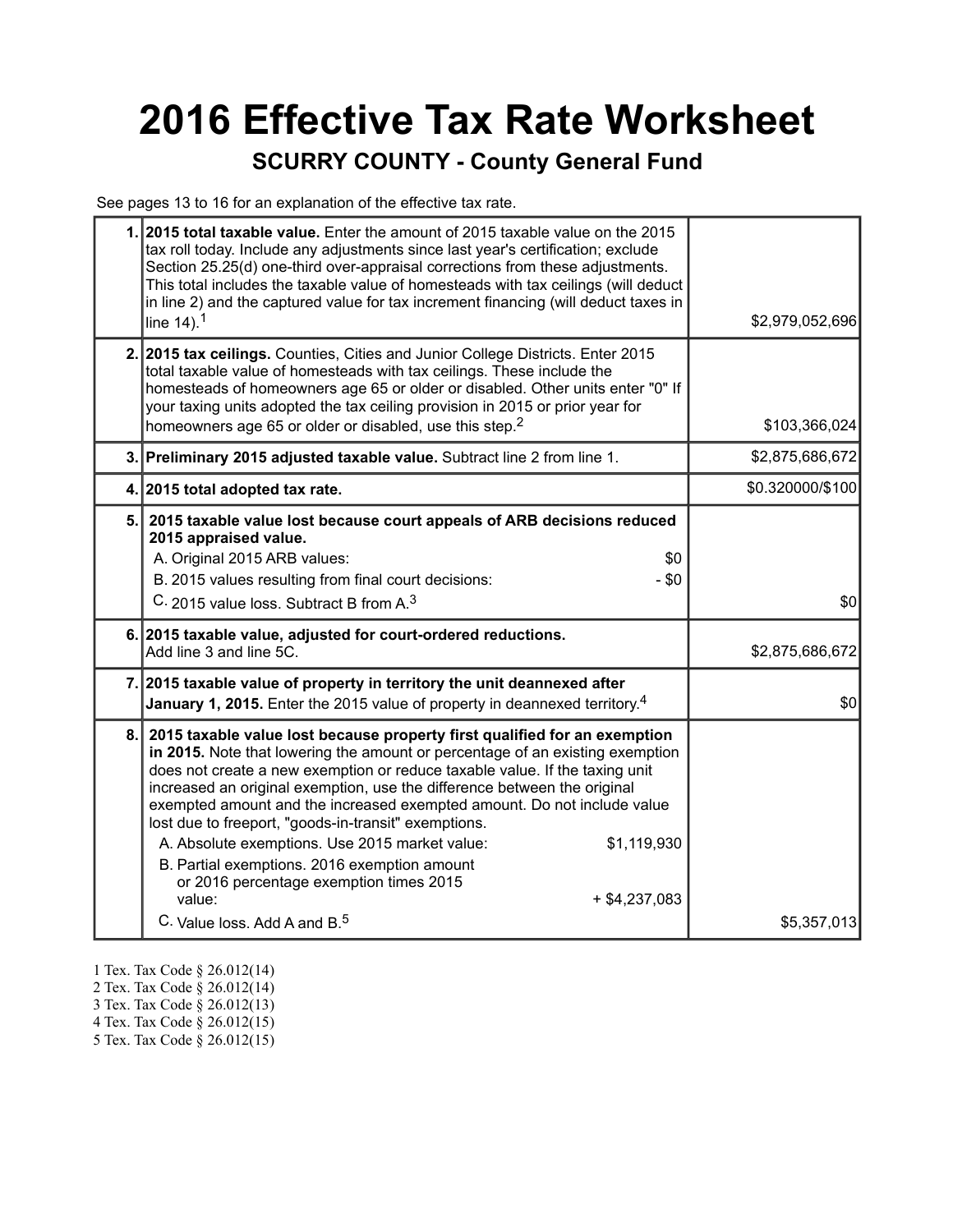# 2016 Effective Tax Rate Worksheet

## SCURRY COUNTY - County General Fund

See pages 13 to 16 for an explanation of the effective tax rate.

| | | |
|---|---|---|
| 1. | **2015 total taxable value.** Enter the amount of 2015 taxable value on the 2015 tax roll today. Include any adjustments since last year's certification; exclude Section 25.25(d) one-third over-appraisal corrections from these adjustments. This total includes the taxable value of homesteads with tax ceilings (will deduct in line 2) and the captured value for tax increment financing (will deduct taxes in line 14).[1] | $2,979,052,696 |
| 2. | **2015 tax ceilings.** Counties, Cities and Junior College Districts. Enter 2015 total taxable value of homesteads with tax ceilings. These include the homesteads of homeowners age 65 or older or disabled. Other units enter "0" If your taxing units adopted the tax ceiling provision in 2015 or prior year for homeowners age 65 or older or disabled, use this step.[2] | $103,366,024 |
| 3. | **Preliminary 2015 adjusted taxable value.** Subtract line 2 from line 1. | $2,875,686,672 |
| 4. | **2015 total adopted tax rate.** | $0.320000/$100 |
| 5. | **2015 taxable value lost because court appeals of ARB decisions reduced 2015 appraised value.**<br>A. Original 2015 ARB values: $0<br>B. 2015 values resulting from final court decisions: - $0<br>C. 2015 value loss. Subtract B from A.[3] | $0 |
| 6. | **2015 taxable value, adjusted for court-ordered reductions.** Add line 3 and line 5C. | $2,875,686,672 |
| 7. | **2015 taxable value of property in territory the unit deannexed after January 1, 2015.** Enter the 2015 value of property in deannexed territory.[4] | $0 |
| 8. | **2015 taxable value lost because property first qualified for an exemption in 2015.** Note that lowering the amount or percentage of an existing exemption does not create a new exemption or reduce taxable value. If the taxing unit increased an original exemption, use the difference between the original exempted amount and the increased exempted amount. Do not include value lost due to freeport, "goods-in-transit" exemptions.<br>A. Absolute exemptions. Use 2015 market value: $1,119,930<br>B. Partial exemptions. 2016 exemption amount or 2016 percentage exemption times 2015 value: + $4,237,083<br>C. Value loss. Add A and B.[5] | $5,357,013 |

1 Tex. Tax Code § 26.012(14)
2 Tex. Tax Code § 26.012(14)
3 Tex. Tax Code § 26.012(13)
4 Tex. Tax Code § 26.012(15)
5 Tex. Tax Code § 26.012(15)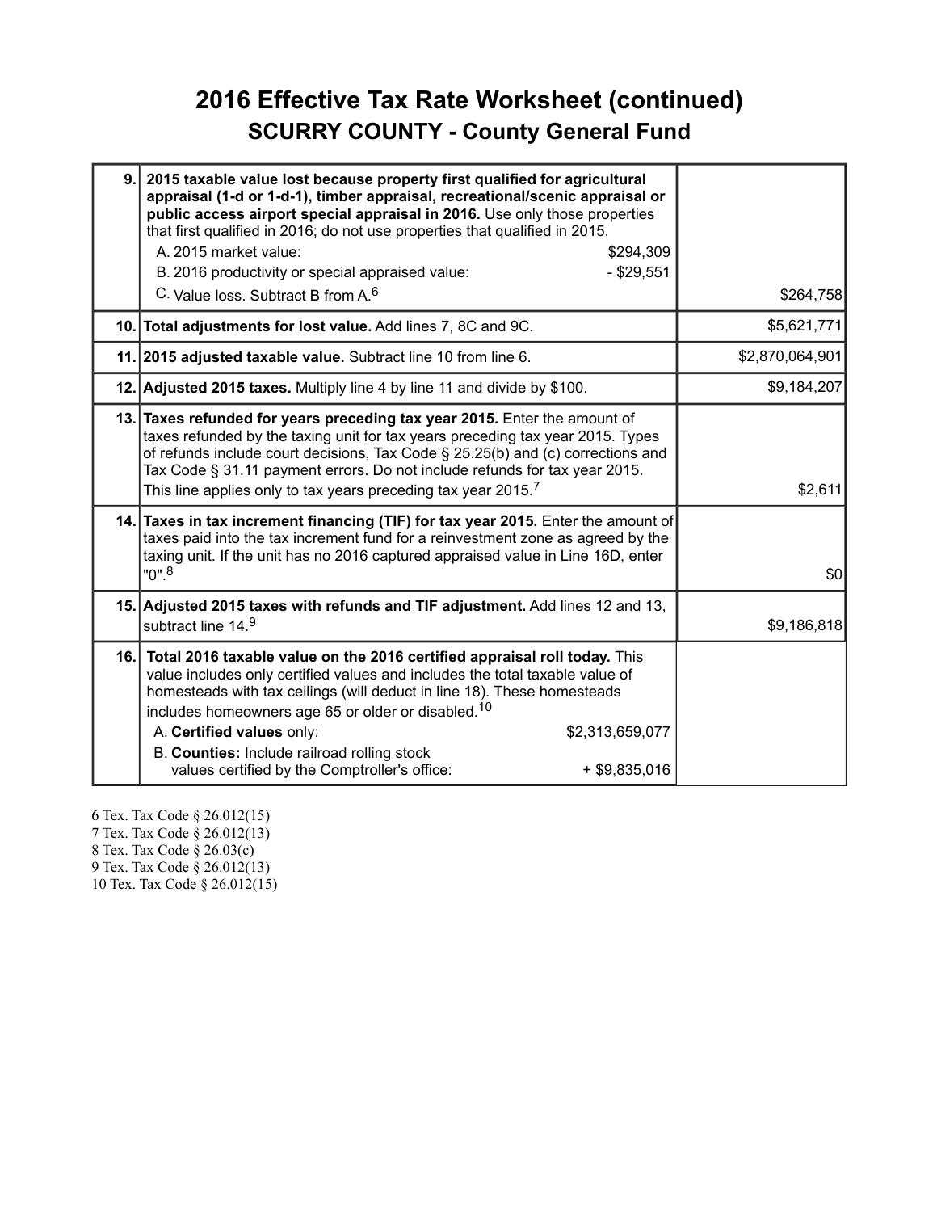# 2016 Effective Tax Rate Worksheet (continued)

## SCURRY COUNTY - County General Fund

| | | |
|---|---|---|
| 9. | **2015 taxable value lost because property first qualified for agricultural appraisal (1-d or 1-d-1), timber appraisal, recreational/scenic appraisal or public access airport special appraisal in 2016.** Use only those properties that first qualified in 2016; do not use properties that qualified in 2015.<br>A. 2015 market value: $294,309<br>B. 2016 productivity or special appraised value: - $29,551<br>C. Value loss. Subtract B from A.[6] | $264,758 |
| 10. | **Total adjustments for lost value.** Add lines 7, 8C and 9C. | $5,621,771 |
| 11. | **2015 adjusted taxable value.** Subtract line 10 from line 6. | $2,870,064,901 |
| 12. | **Adjusted 2015 taxes.** Multiply line 4 by line 11 and divide by $100. | $9,184,207 |
| 13. | **Taxes refunded for years preceding tax year 2015.** Enter the amount of taxes refunded by the taxing unit for tax years preceding tax year 2015. Types of refunds include court decisions, Tax Code § 25.25(b) and (c) corrections and Tax Code § 31.11 payment errors. Do not include refunds for tax year 2015. This line applies only to tax years preceding tax year 2015.[7] | $2,611 |
| 14. | **Taxes in tax increment financing (TIF) for tax year 2015.** Enter the amount of taxes paid into the tax increment fund for a reinvestment zone as agreed by the taxing unit. If the unit has no 2016 captured appraised value in Line 16D, enter "0".[8] | $0 |
| 15. | **Adjusted 2015 taxes with refunds and TIF adjustment.** Add lines 12 and 13, subtract line 14.[9] | $9,186,818 |
| 16. | **Total 2016 taxable value on the 2016 certified appraisal roll today.** This value includes only certified values and includes the total taxable value of homesteads with tax ceilings (will deduct in line 18). These homesteads includes homeowners age 65 or older or disabled.[10]<br>A. **Certified values** only: $2,313,659,077<br>B. **Counties:** Include railroad rolling stock values certified by the Comptroller's office: + $9,835,016 | |

6 Tex. Tax Code § 26.012(15)
7 Tex. Tax Code § 26.012(13)
8 Tex. Tax Code § 26.03(c)
9 Tex. Tax Code § 26.012(13)
10 Tex. Tax Code § 26.012(15)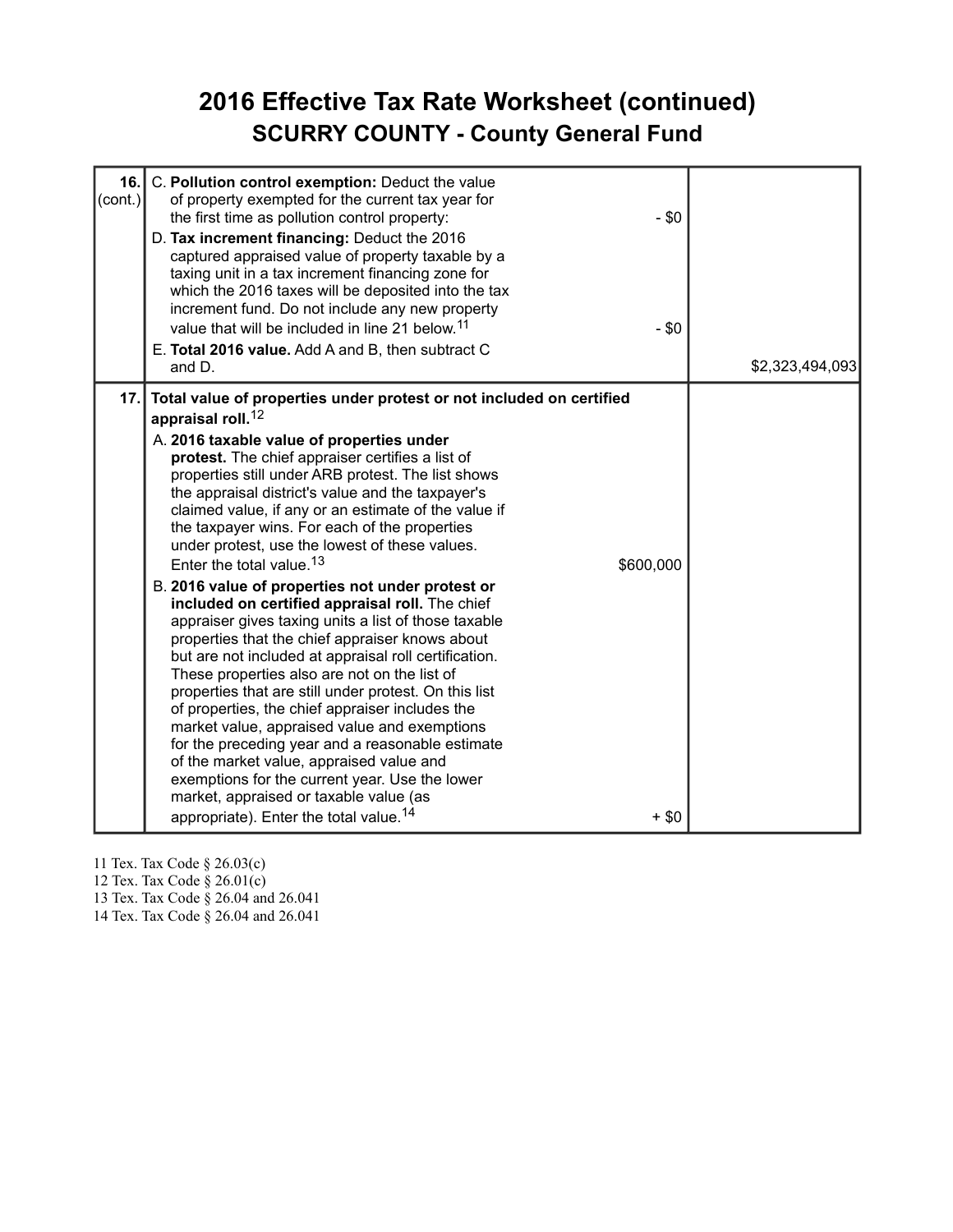# 2016 Effective Tax Rate Worksheet (continued)

## SCURRY COUNTY - County General Fund

| | | | |
|---|---|---|---|
| **16.** (cont.) | C. **Pollution control exemption:** Deduct the value of property exempted for the current tax year for the first time as pollution control property: | - $0 | |
| | D. **Tax increment financing:** Deduct the 2016 captured appraised value of property taxable by a taxing unit in a tax increment financing zone for which the 2016 taxes will be deposited into the tax increment fund. Do not include any new property value that will be included in line 21 below.[11] | - $0 | |
| | E. **Total 2016 value.** Add A and B, then subtract C and D. | | $2,323,494,093 |
| **17.** | **Total value of properties under protest or not included on certified appraisal roll.**[12] | | |
| | A. **2016 taxable value of properties under protest.** The chief appraiser certifies a list of properties still under ARB protest. The list shows the appraisal district's value and the taxpayer's claimed value, if any or an estimate of the value if the taxpayer wins. For each of the properties under protest, use the lowest of these values. Enter the total value.[13] | $600,000 | |
| | B. **2016 value of properties not under protest or included on certified appraisal roll.** The chief appraiser gives taxing units a list of those taxable properties that the chief appraiser knows about but are not included at appraisal roll certification. These properties also are not on the list of properties that are still under protest. On this list of properties, the chief appraiser includes the market value, appraised value and exemptions for the preceding year and a reasonable estimate of the market value, appraised value and exemptions for the current year. Use the lower market, appraised or taxable value (as appropriate). Enter the total value.[14] | + $0 | |

11 Tex. Tax Code § 26.03(c)
12 Tex. Tax Code § 26.01(c)
13 Tex. Tax Code § 26.04 and 26.041
14 Tex. Tax Code § 26.04 and 26.041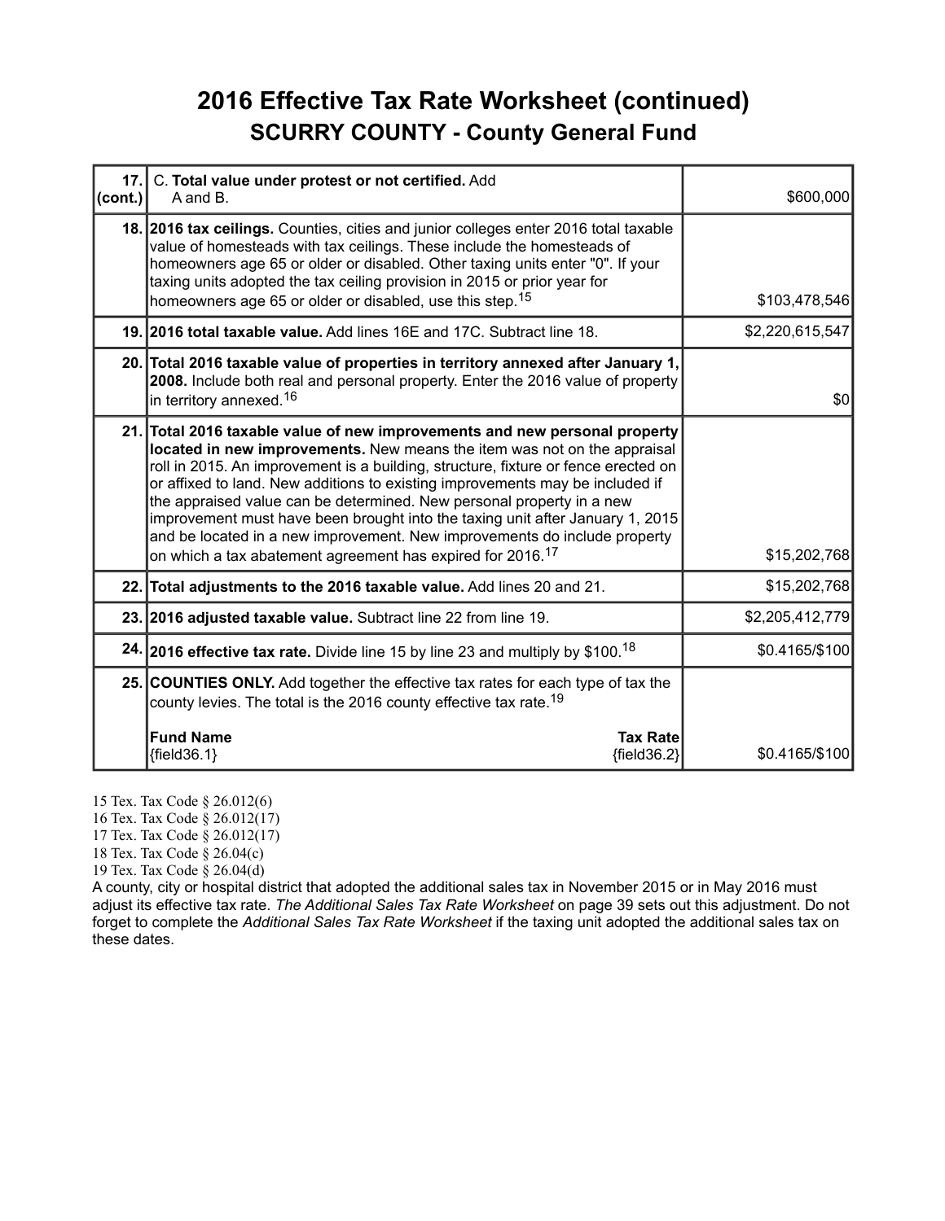# 2016 Effective Tax Rate Worksheet (continued)

## SCURRY COUNTY - County General Fund

| | | |
|---|---|---|
| 17. (cont.) | C. **Total value under protest or not certified.** Add A and B. | $600,000 |
| 18. | **2016 tax ceilings.** Counties, cities and junior colleges enter 2016 total taxable value of homesteads with tax ceilings. These include the homesteads of homeowners age 65 or older or disabled. Other taxing units enter "0". If your taxing units adopted the tax ceiling provision in 2015 or prior year for homeowners age 65 or older or disabled, use this step.[15] | $103,478,546 |
| 19. | **2016 total taxable value.** Add lines 16E and 17C. Subtract line 18. | $2,220,615,547 |
| 20. | **Total 2016 taxable value of properties in territory annexed after January 1, 2008.** Include both real and personal property. Enter the 2016 value of property in territory annexed.[16] | $0 |
| 21. | **Total 2016 taxable value of new improvements and new personal property located in new improvements.** New means the item was not on the appraisal roll in 2015. An improvement is a building, structure, fixture or fence erected on or affixed to land. New additions to existing improvements may be included if the appraised value can be determined. New personal property in a new improvement must have been brought into the taxing unit after January 1, 2015 and be located in a new improvement. New improvements do include property on which a tax abatement agreement has expired for 2016.[17] | $15,202,768 |
| 22. | **Total adjustments to the 2016 taxable value.** Add lines 20 and 21. | $15,202,768 |
| 23. | **2016 adjusted taxable value.** Subtract line 22 from line 19. | $2,205,412,779 |
| 24. | **2016 effective tax rate.** Divide line 15 by line 23 and multiply by $100.[18] | $0.4165/$100 |
| 25. | **COUNTIES ONLY.** Add together the effective tax rates for each type of tax the county levies. The total is the 2016 county effective tax rate.[19]<br><br>**Fund Name** / **Tax Rate**<br>{field36.1} / {field36.2} | $0.4165/$100 |

15 Tex. Tax Code § 26.012(6)
16 Tex. Tax Code § 26.012(17)
17 Tex. Tax Code § 26.012(17)
18 Tex. Tax Code § 26.04(c)
19 Tex. Tax Code § 26.04(d)

A county, city or hospital district that adopted the additional sales tax in November 2015 or in May 2016 must adjust its effective tax rate. *The Additional Sales Tax Rate Worksheet* on page 39 sets out this adjustment. Do not forget to complete the *Additional Sales Tax Rate Worksheet* if the taxing unit adopted the additional sales tax on these dates.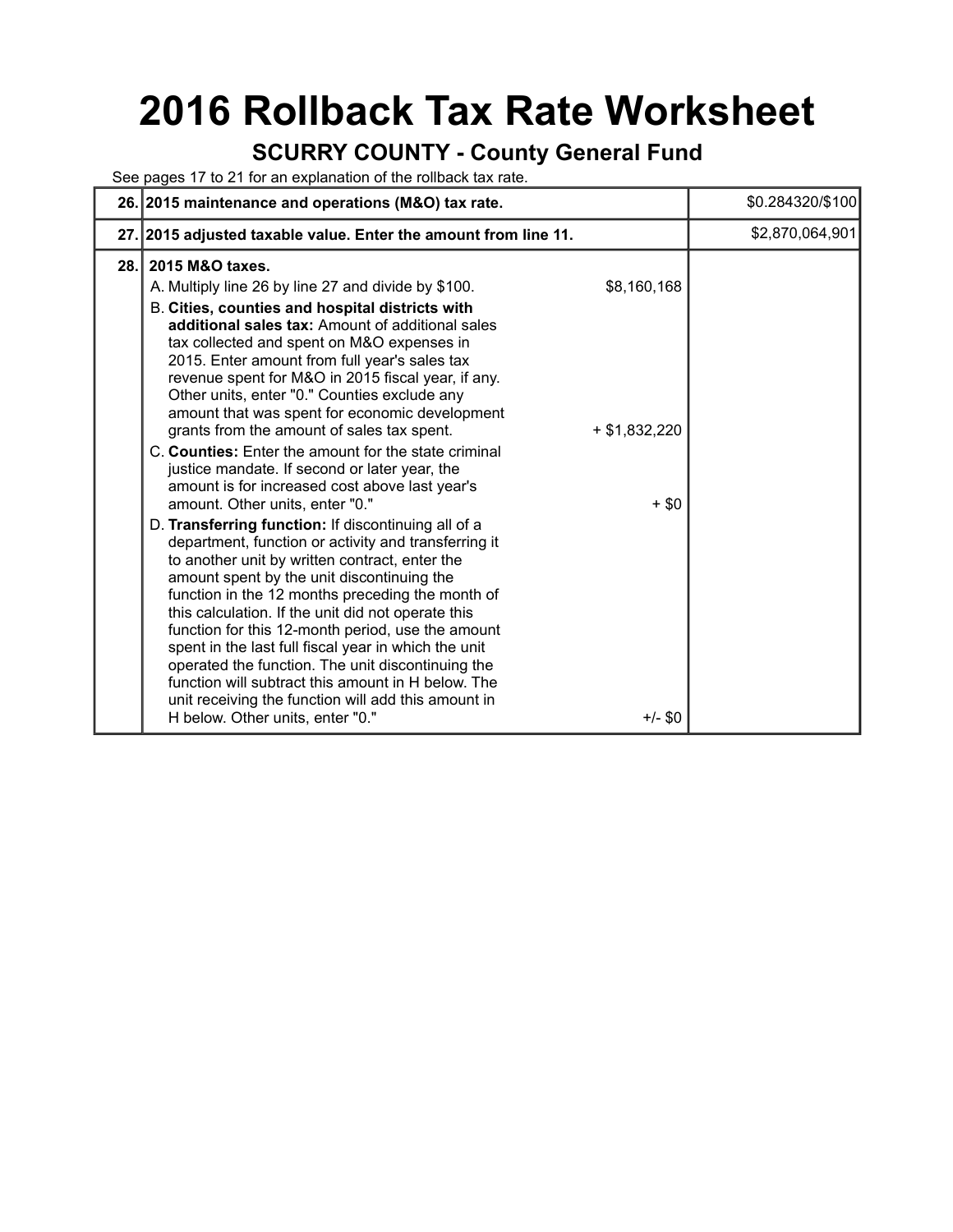# 2016 Rollback Tax Rate Worksheet

## SCURRY COUNTY - County General Fund

See pages 17 to 21 for an explanation of the rollback tax rate.

| Line | Description | | Amount |
|---|---|---|---|
| 26. | **2015 maintenance and operations (M&O) tax rate.** | | $0.284320/$100 |
| 27. | **2015 adjusted taxable value. Enter the amount from line 11.** | | $2,870,064,901 |
| 28. | **2015 M&O taxes.** | | |
| | A. Multiply line 26 by line 27 and divide by $100. | $8,160,168 | |
| | B. **Cities, counties and hospital districts with additional sales tax:** Amount of additional sales tax collected and spent on M&O expenses in 2015. Enter amount from full year's sales tax revenue spent for M&O in 2015 fiscal year, if any. Other units, enter "0." Counties exclude any amount that was spent for economic development grants from the amount of sales tax spent. | + $1,832,220 | |
| | C. **Counties:** Enter the amount for the state criminal justice mandate. If second or later year, the amount is for increased cost above last year's amount. Other units, enter "0." | + $0 | |
| | D. **Transferring function:** If discontinuing all of a department, function or activity and transferring it to another unit by written contract, enter the amount spent by the unit discontinuing the function in the 12 months preceding the month of this calculation. If the unit did not operate this function for this 12-month period, use the amount spent in the last full fiscal year in which the unit operated the function. The unit discontinuing the function will subtract this amount in H below. The unit receiving the function will add this amount in H below. Other units, enter "0." | +/- $0 | |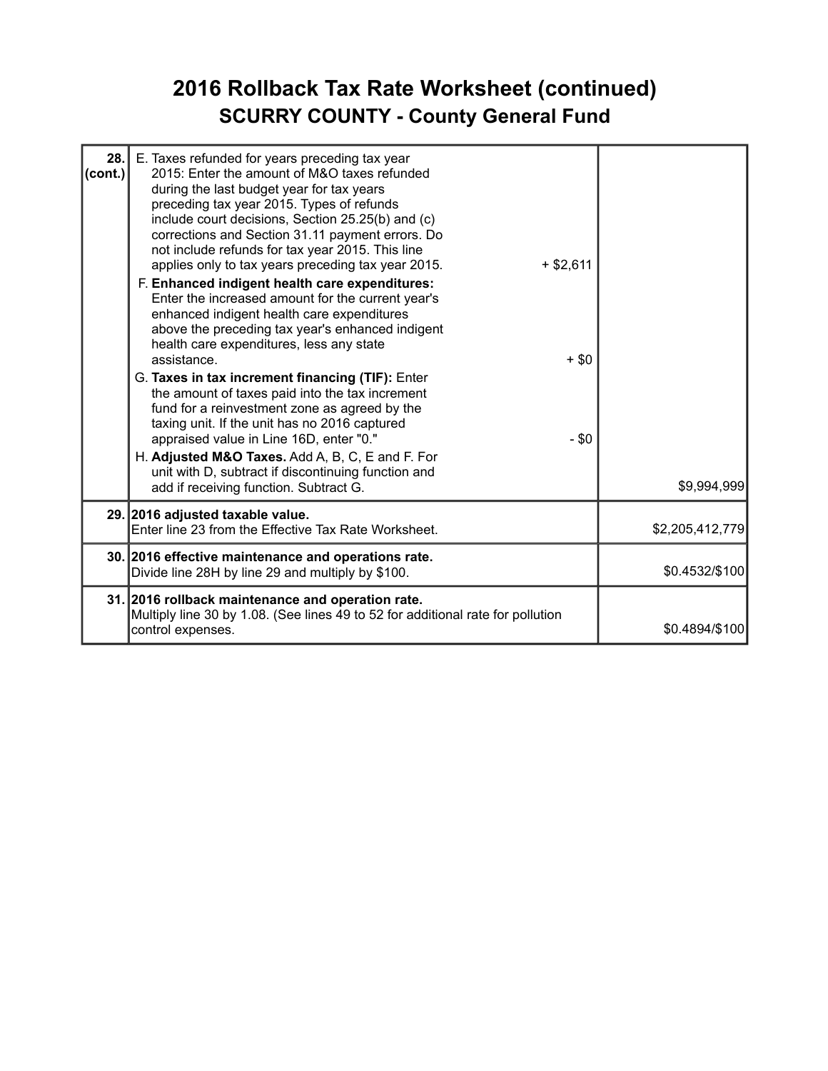# 2016 Rollback Tax Rate Worksheet (continued)

## SCURRY COUNTY - County General Fund

| | | |
|---|---|---|
| **28. (cont.)** | E. Taxes refunded for years preceding tax year 2015: Enter the amount of M&O taxes refunded during the last budget year for tax years preceding tax year 2015. Types of refunds include court decisions, Section 25.25(b) and (c) corrections and Section 31.11 payment errors. Do not include refunds for tax year 2015. This line applies only to tax years preceding tax year 2015. + $2,611<br>F. **Enhanced indigent health care expenditures:** Enter the increased amount for the current year's enhanced indigent health care expenditures above the preceding tax year's enhanced indigent health care expenditures, less any state assistance. + $0<br>G. **Taxes in tax increment financing (TIF):** Enter the amount of taxes paid into the tax increment fund for a reinvestment zone as agreed by the taxing unit. If the unit has no 2016 captured appraised value in Line 16D, enter "0." - $0<br>H. **Adjusted M&O Taxes.** Add A, B, C, E and F. For unit with D, subtract if discontinuing function and add if receiving function. Subtract G. | $9,994,999 |
| **29.** | **2016 adjusted taxable value.**<br>Enter line 23 from the Effective Tax Rate Worksheet. | $2,205,412,779 |
| **30.** | **2016 effective maintenance and operations rate.**<br>Divide line 28H by line 29 and multiply by $100. | $0.4532/$100 |
| **31.** | **2016 rollback maintenance and operation rate.**<br>Multiply line 30 by 1.08. (See lines 49 to 52 for additional rate for pollution control expenses. | $0.4894/$100 |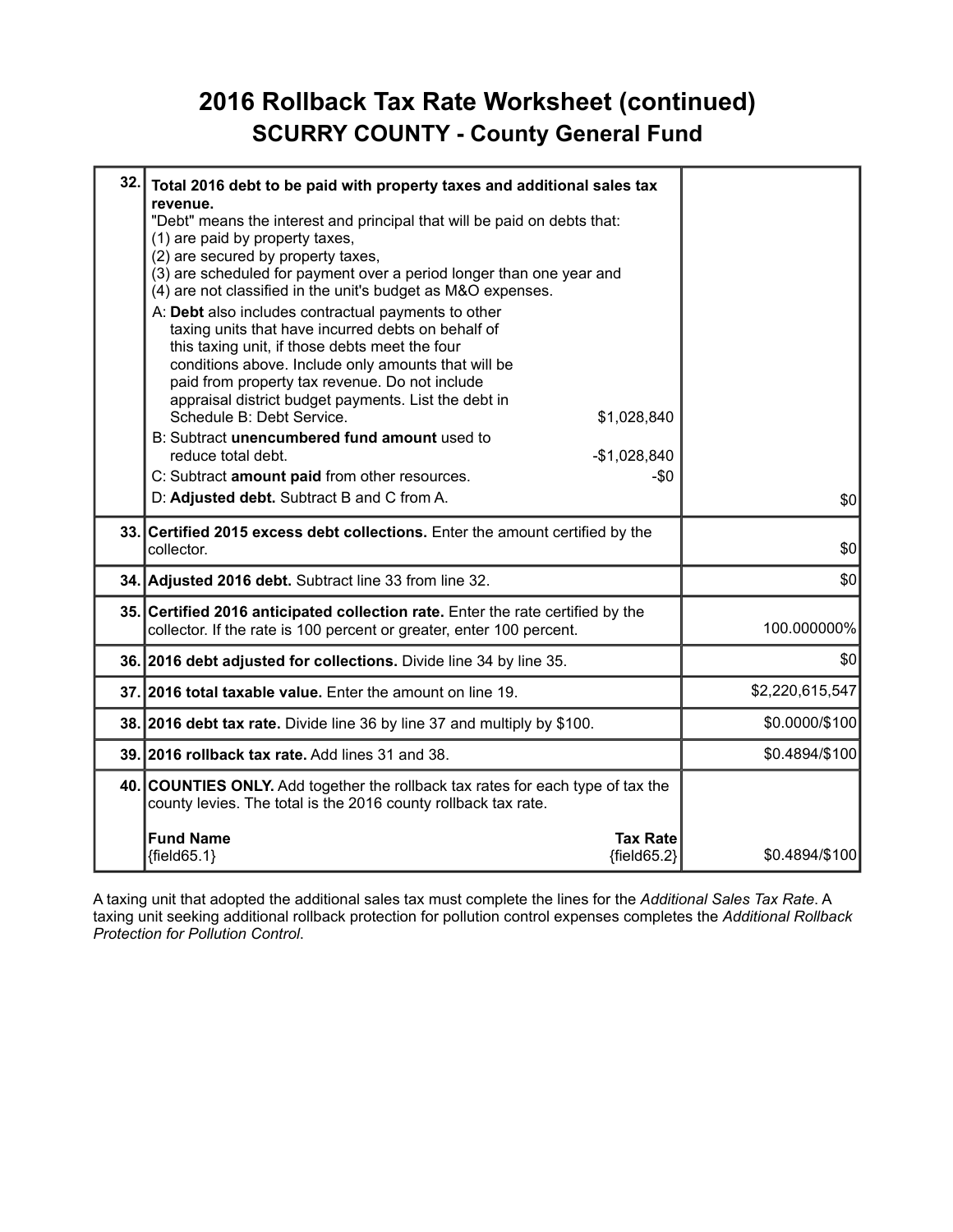# 2016 Rollback Tax Rate Worksheet (continued)
## SCURRY COUNTY - County General Fund

| Line | Description | Amount |
|---|---|---|
| 32. | **Total 2016 debt to be paid with property taxes and additional sales tax revenue.**<br>"Debt" means the interest and principal that will be paid on debts that:<br>(1) are paid by property taxes,<br>(2) are secured by property taxes,<br>(3) are scheduled for payment over a period longer than one year and<br>(4) are not classified in the unit's budget as M&O expenses.<br>A: **Debt** also includes contractual payments to other taxing units that have incurred debts on behalf of this taxing unit, if those debts meet the four conditions above. Include only amounts that will be paid from property tax revenue. Do not include appraisal district budget payments. List the debt in Schedule B: Debt Service. $1,028,840<br>B: Subtract **unencumbered fund amount** used to reduce total debt. -$1,028,840<br>C: Subtract **amount paid** from other resources. -$0<br>D: **Adjusted debt.** Subtract B and C from A. | $0 |
| 33. | **Certified 2015 excess debt collections.** Enter the amount certified by the collector. | $0 |
| 34. | **Adjusted 2016 debt.** Subtract line 33 from line 32. | $0 |
| 35. | **Certified 2016 anticipated collection rate.** Enter the rate certified by the collector. If the rate is 100 percent or greater, enter 100 percent. | 100.000000% |
| 36. | **2016 debt adjusted for collections.** Divide line 34 by line 35. | $0 |
| 37. | **2016 total taxable value.** Enter the amount on line 19. | $2,220,615,547 |
| 38. | **2016 debt tax rate.** Divide line 36 by line 37 and multiply by $100. | $0.0000/$100 |
| 39. | **2016 rollback tax rate.** Add lines 31 and 38. | $0.4894/$100 |
| 40. | **COUNTIES ONLY.** Add together the rollback tax rates for each type of tax the county levies. The total is the 2016 county rollback tax rate.<br>**Fund Name** / **Tax Rate**<br>{field65.1} / {field65.2} | $0.4894/$100 |

A taxing unit that adopted the additional sales tax must complete the lines for the *Additional Sales Tax Rate*. A taxing unit seeking additional rollback protection for pollution control expenses completes the *Additional Rollback Protection for Pollution Control*.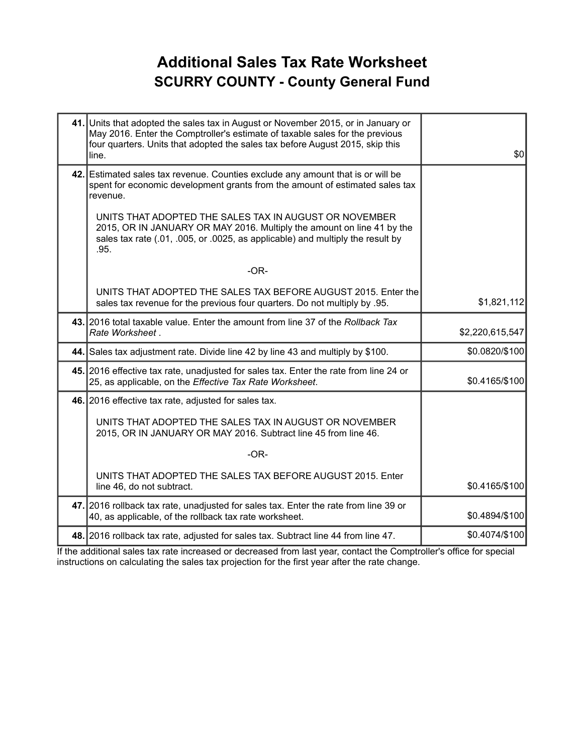# Additional Sales Tax Rate Worksheet

## SCURRY COUNTY - County General Fund

| Line | Description | Amount |
|---|---|---|
| **41.** | Units that adopted the sales tax in August or November 2015, or in January or May 2016. Enter the Comptroller's estimate of taxable sales for the previous four quarters. Units that adopted the sales tax before August 2015, skip this line. | $0 |
| **42.** | Estimated sales tax revenue. Counties exclude any amount that is or will be spent for economic development grants from the amount of estimated sales tax revenue.<br><br>UNITS THAT ADOPTED THE SALES TAX IN AUGUST OR NOVEMBER 2015, OR IN JANUARY OR MAY 2016. Multiply the amount on line 41 by the sales tax rate (.01, .005, or .0025, as applicable) and multiply the result by .95.<br><br>-OR-<br><br>UNITS THAT ADOPTED THE SALES TAX BEFORE AUGUST 2015. Enter the sales tax revenue for the previous four quarters. Do not multiply by .95. | $1,821,112 |
| **43.** | 2016 total taxable value. Enter the amount from line 37 of the *Rollback Tax Rate Worksheet* . | $2,220,615,547 |
| **44.** | Sales tax adjustment rate. Divide line 42 by line 43 and multiply by $100. | $0.0820/$100 |
| **45.** | 2016 effective tax rate, unadjusted for sales tax. Enter the rate from line 24 or 25, as applicable, on the *Effective Tax Rate Worksheet*. | $0.4165/$100 |
| **46.** | 2016 effective tax rate, adjusted for sales tax.<br><br>UNITS THAT ADOPTED THE SALES TAX IN AUGUST OR NOVEMBER 2015, OR IN JANUARY OR MAY 2016. Subtract line 45 from line 46.<br><br>-OR-<br><br>UNITS THAT ADOPTED THE SALES TAX BEFORE AUGUST 2015. Enter line 46, do not subtract. | $0.4165/$100 |
| **47.** | 2016 rollback tax rate, unadjusted for sales tax. Enter the rate from line 39 or 40, as applicable, of the rollback tax rate worksheet. | $0.4894/$100 |
| **48.** | 2016 rollback tax rate, adjusted for sales tax. Subtract line 44 from line 47. | $0.4074/$100 |

If the additional sales tax rate increased or decreased from last year, contact the Comptroller's office for special instructions on calculating the sales tax projection for the first year after the rate change.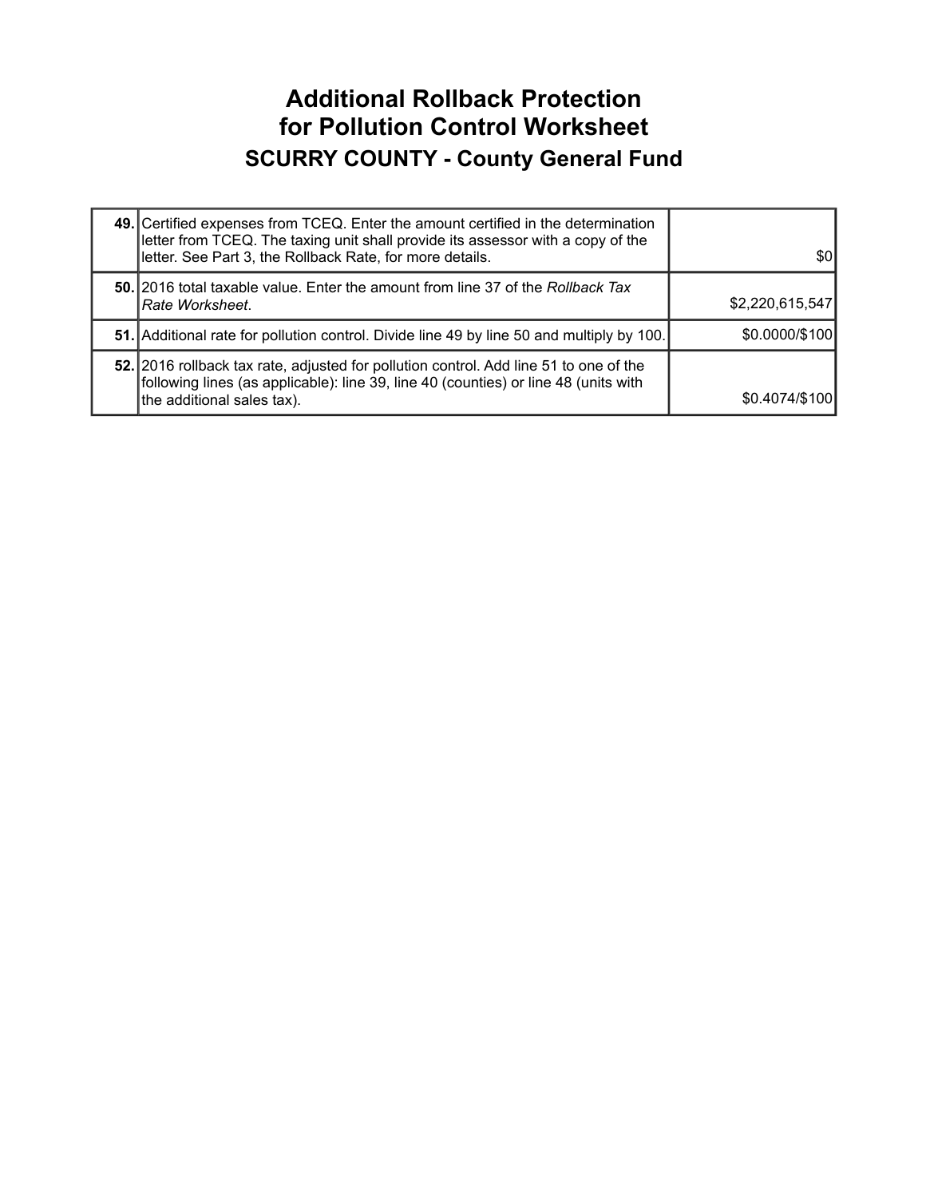# Additional Rollback Protection for Pollution Control Worksheet

## SCURRY COUNTY - County General Fund

| | | |
|---|---|---|
| **49.** | Certified expenses from TCEQ. Enter the amount certified in the determination letter from TCEQ. The taxing unit shall provide its assessor with a copy of the letter. See Part 3, the Rollback Rate, for more details. | $0 |
| **50.** | 2016 total taxable value. Enter the amount from line 37 of the *Rollback Tax Rate Worksheet*. | $2,220,615,547 |
| **51.** | Additional rate for pollution control. Divide line 49 by line 50 and multiply by 100. | $0.0000/$100 |
| **52.** | 2016 rollback tax rate, adjusted for pollution control. Add line 51 to one of the following lines (as applicable): line 39, line 40 (counties) or line 48 (units with the additional sales tax). | $0.4074/$100 |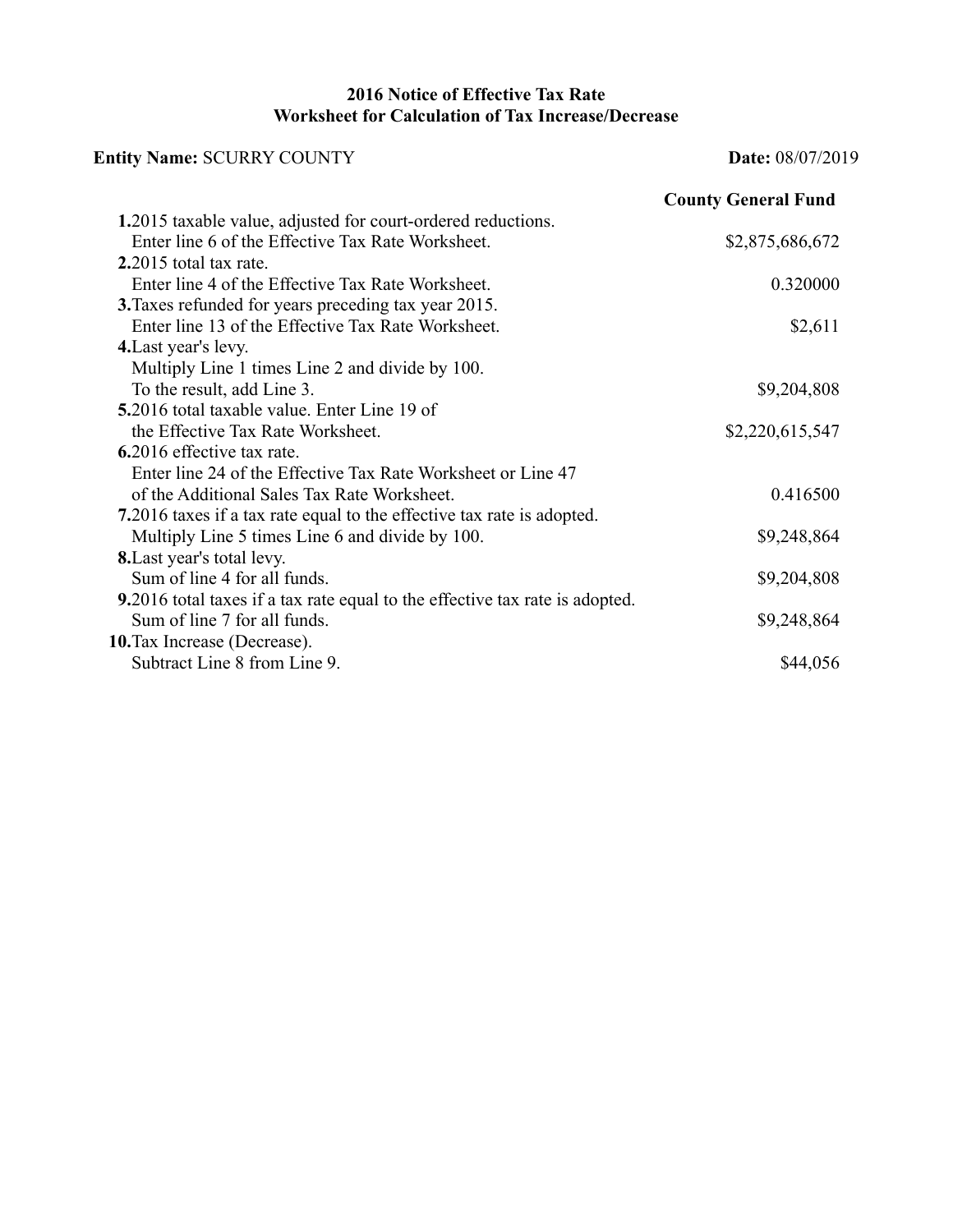# 2016 Notice of Effective Tax Rate
## Worksheet for Calculation of Tax Increase/Decrease

**Entity Name:** SCURRY COUNTY **Date:** 08/07/2019

| | County General Fund |
|---|---|
| **1.** 2015 taxable value, adjusted for court-ordered reductions. Enter line 6 of the Effective Tax Rate Worksheet. | $2,875,686,672 |
| **2.** 2015 total tax rate. Enter line 4 of the Effective Tax Rate Worksheet. | 0.320000 |
| **3.** Taxes refunded for years preceding tax year 2015. Enter line 13 of the Effective Tax Rate Worksheet. | $2,611 |
| **4.** Last year's levy. Multiply Line 1 times Line 2 and divide by 100. To the result, add Line 3. | $9,204,808 |
| **5.** 2016 total taxable value. Enter Line 19 of the Effective Tax Rate Worksheet. | $2,220,615,547 |
| **6.** 2016 effective tax rate. Enter line 24 of the Effective Tax Rate Worksheet or Line 47 of the Additional Sales Tax Rate Worksheet. | 0.416500 |
| **7.** 2016 taxes if a tax rate equal to the effective tax rate is adopted. Multiply Line 5 times Line 6 and divide by 100. | $9,248,864 |
| **8.** Last year's total levy. Sum of line 4 for all funds. | $9,204,808 |
| **9.** 2016 total taxes if a tax rate equal to the effective tax rate is adopted. Sum of line 7 for all funds. | $9,248,864 |
| **10.** Tax Increase (Decrease). Subtract Line 8 from Line 9. | $44,056 |